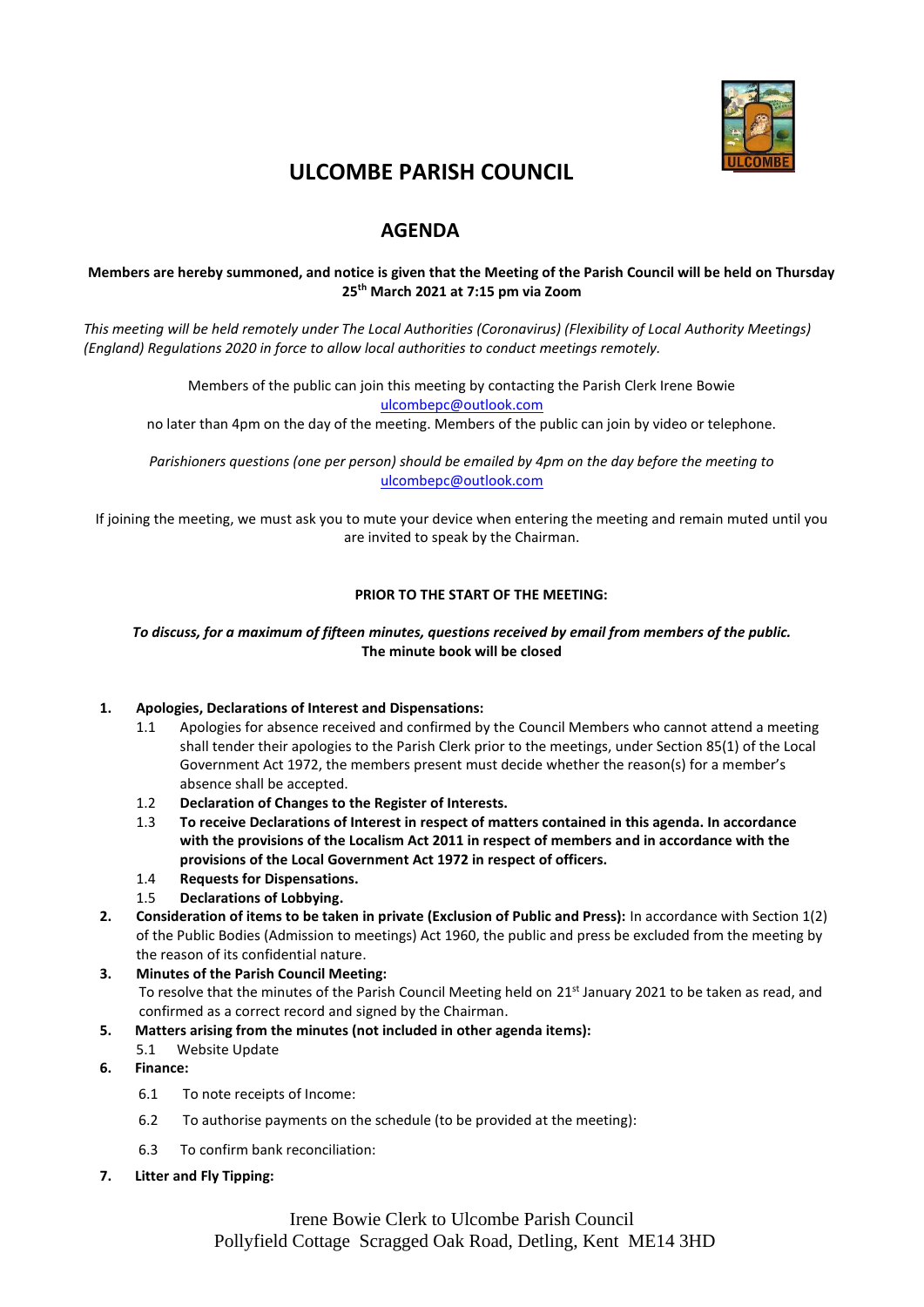# ULCOMBE PARISH COUNCIL

## AGENDA

**Members are hereby summoned, and notice is given that the Meeting of the Parish Council will be held on Thursday 25th March 2021 at 7:15 pm via Zoom**

*This meeting will be held remotely under The Local Authorities (Coronavirus) (Flexibility of Local Authority Meetings) (England) Regulations 2020 in force to allow local authorities to conduct meetings remotely.*

Members of the public can join this meeting by contacting the Parish Clerk Irene Bowie ulcombepc@outlook.com no later than 4pm on the day of the meeting. Members of the public can join by video or telephone.

*Parishioners questions (one per person) should be emailed by 4pm on the day before the meeting to* ulcombepc@outlook.com

If joining the meeting, we must ask you to mute your device when entering the meeting and remain muted until you are invited to speak by the Chairman.

**PRIOR TO THE START OF THE MEETING:**

***To discuss, for a maximum of fifteen minutes, questions received by email from members of the public.***
**The minute book will be closed**

1. **Apologies, Declarations of Interest and Dispensations:**
   - 1.1 Apologies for absence received and confirmed by the Council Members who cannot attend a meeting shall tender their apologies to the Parish Clerk prior to the meetings, under Section 85(1) of the Local Government Act 1972, the members present must decide whether the reason(s) for a member's absence shall be accepted.
   - 1.2 **Declaration of Changes to the Register of Interests.**
   - 1.3 **To receive Declarations of Interest in respect of matters contained in this agenda. In accordance with the provisions of the Localism Act 2011 in respect of members and in accordance with the provisions of the Local Government Act 1972 in respect of officers.**
   - 1.4 **Requests for Dispensations.**
   - 1.5 **Declarations of Lobbying.**
2. **Consideration of items to be taken in private (Exclusion of Public and Press):** In accordance with Section 1(2) of the Public Bodies (Admission to meetings) Act 1960, the public and press be excluded from the meeting by the reason of its confidential nature.
3. **Minutes of the Parish Council Meeting:**
   To resolve that the minutes of the Parish Council Meeting held on 21st January 2021 to be taken as read, and confirmed as a correct record and signed by the Chairman.
5. **Matters arising from the minutes (not included in other agenda items):**
   - 5.1 Website Update
6. **Finance:**
   - 6.1 To note receipts of Income:
   - 6.2 To authorise payments on the schedule (to be provided at the meeting):
   - 6.3 To confirm bank reconciliation:
7. **Litter and Fly Tipping:**

Irene Bowie Clerk to Ulcombe Parish Council
Pollyfield Cottage Scragged Oak Road, Detling, Kent ME14 3HD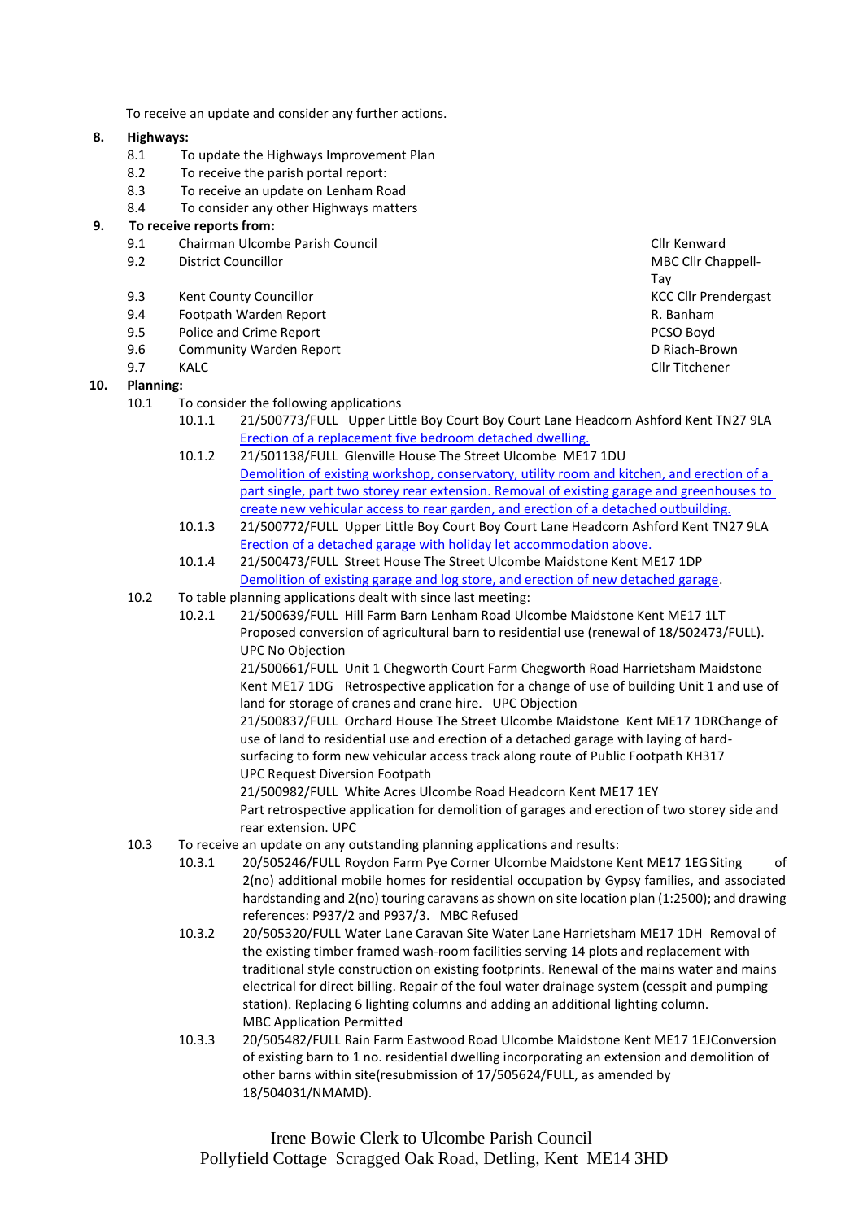To receive an update and consider any further actions.

**8. Highways:**

- 8.1 To update the Highways Improvement Plan
- 8.2 To receive the parish portal report:
- 8.3 To receive an update on Lenham Road
- 8.4 To consider any other Highways matters

**9. To receive reports from:**

| | | |
|---|---|---|
| 9.1 | Chairman Ulcombe Parish Council | Cllr Kenward |
| 9.2 | District Councillor | MBC Cllr Chappell-Tay |
| 9.3 | Kent County Councillor | KCC Cllr Prendergast |
| 9.4 | Footpath Warden Report | R. Banham |
| 9.5 | Police and Crime Report | PCSO Boyd |
| 9.6 | Community Warden Report | D Riach-Brown |
| 9.7 | KALC | Cllr Titchener |

**10. Planning:**

10.1 To consider the following applications

- 10.1.1 21/500773/FULL Upper Little Boy Court Boy Court Lane Headcorn Ashford Kent TN27 9LA
  Erection of a replacement five bedroom detached dwelling.
- 10.1.2 21/501138/FULL Glenville House The Street Ulcombe ME17 1DU
  Demolition of existing workshop, conservatory, utility room and kitchen, and erection of a part single, part two storey rear extension. Removal of existing garage and greenhouses to create new vehicular access to rear garden, and erection of a detached outbuilding.
- 10.1.3 21/500772/FULL Upper Little Boy Court Boy Court Lane Headcorn Ashford Kent TN27 9LA
  Erection of a detached garage with holiday let accommodation above.
- 10.1.4 21/500473/FULL Street House The Street Ulcombe Maidstone Kent ME17 1DP
  Demolition of existing garage and log store, and erection of new detached garage.

10.2 To table planning applications dealt with since last meeting:

- 10.2.1 21/500639/FULL Hill Farm Barn Lenham Road Ulcombe Maidstone Kent ME17 1LT
  Proposed conversion of agricultural barn to residential use (renewal of 18/502473/FULL).
  UPC No Objection
  21/500661/FULL Unit 1 Chegworth Court Farm Chegworth Road Harrietsham Maidstone Kent ME17 1DG Retrospective application for a change of use of building Unit 1 and use of land for storage of cranes and crane hire. UPC Objection
  21/500837/FULL Orchard House The Street Ulcombe Maidstone Kent ME17 1DRChange of use of land to residential use and erection of a detached garage with laying of hard-surfacing to form new vehicular access track along route of Public Footpath KH317
  UPC Request Diversion Footpath
  21/500982/FULL White Acres Ulcombe Road Headcorn Kent ME17 1EY
  Part retrospective application for demolition of garages and erection of two storey side and rear extension. UPC

10.3 To receive an update on any outstanding planning applications and results:

- 10.3.1 20/505246/FULL Roydon Farm Pye Corner Ulcombe Maidstone Kent ME17 1EG Siting of 2(no) additional mobile homes for residential occupation by Gypsy families, and associated hardstanding and 2(no) touring caravans as shown on site location plan (1:2500); and drawing references: P937/2 and P937/3. MBC Refused
- 10.3.2 20/505320/FULL Water Lane Caravan Site Water Lane Harrietsham ME17 1DH Removal of the existing timber framed wash-room facilities serving 14 plots and replacement with traditional style construction on existing footprints. Renewal of the mains water and mains electrical for direct billing. Repair of the foul water drainage system (cesspit and pumping station). Replacing 6 lighting columns and adding an additional lighting column.
  MBC Application Permitted
- 10.3.3 20/505482/FULL Rain Farm Eastwood Road Ulcombe Maidstone Kent ME17 1EJConversion of existing barn to 1 no. residential dwelling incorporating an extension and demolition of other barns within site(resubmission of 17/505624/FULL, as amended by 18/504031/NMAMD).

Irene Bowie Clerk to Ulcombe Parish Council
Pollyfield Cottage Scragged Oak Road, Detling, Kent ME14 3HD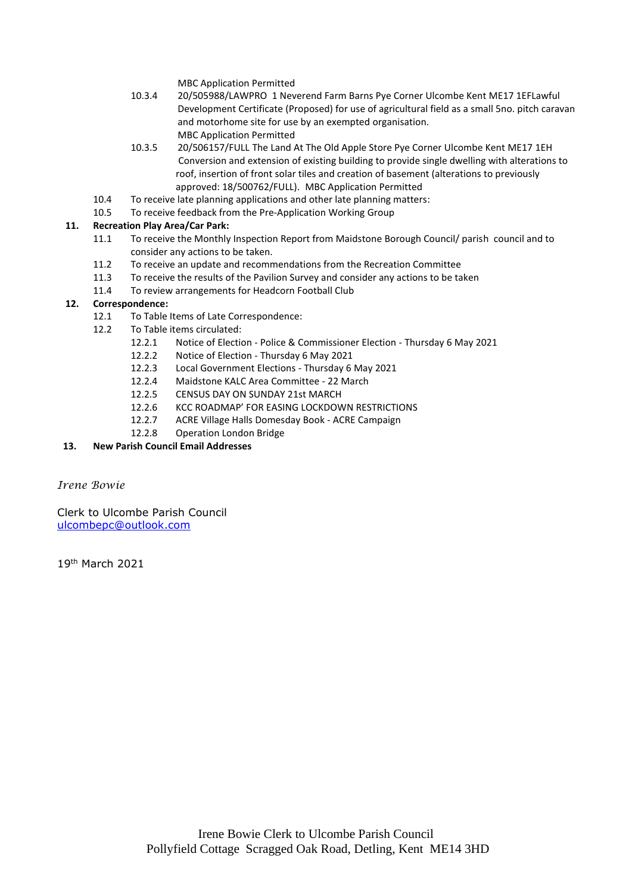MBC Application Permitted

10.3.4 20/505988/LAWPRO 1 Neverend Farm Barns Pye Corner Ulcombe Kent ME17 1EFLawful Development Certificate (Proposed) for use of agricultural field as a small 5no. pitch caravan and motorhome site for use by an exempted organisation.
MBC Application Permitted

10.3.5 20/506157/FULL The Land At The Old Apple Store Pye Corner Ulcombe Kent ME17 1EH Conversion and extension of existing building to provide single dwelling with alterations to roof, insertion of front solar tiles and creation of basement (alterations to previously approved: 18/500762/FULL). MBC Application Permitted

10.4 To receive late planning applications and other late planning matters:

10.5 To receive feedback from the Pre-Application Working Group

**11. Recreation Play Area/Car Park:**

11.1 To receive the Monthly Inspection Report from Maidstone Borough Council/ parish council and to consider any actions to be taken.

11.2 To receive an update and recommendations from the Recreation Committee

11.3 To receive the results of the Pavilion Survey and consider any actions to be taken

11.4 To review arrangements for Headcorn Football Club

**12. Correspondence:**

12.1 To Table Items of Late Correspondence:

12.2 To Table items circulated:

- 12.2.1 Notice of Election - Police & Commissioner Election - Thursday 6 May 2021
- 12.2.2 Notice of Election - Thursday 6 May 2021
- 12.2.3 Local Government Elections - Thursday 6 May 2021
- 12.2.4 Maidstone KALC Area Committee - 22 March
- 12.2.5 CENSUS DAY ON SUNDAY 21st MARCH
- 12.2.6 KCC ROADMAP' FOR EASING LOCKDOWN RESTRICTIONS
- 12.2.7 ACRE Village Halls Domesday Book - ACRE Campaign
- 12.2.8 Operation London Bridge

**13. New Parish Council Email Addresses**

*Irene Bowie*

Clerk to Ulcombe Parish Council
ulcombepc@outlook.com

19th March 2021

Irene Bowie Clerk to Ulcombe Parish Council
Pollyfield Cottage Scragged Oak Road, Detling, Kent ME14 3HD